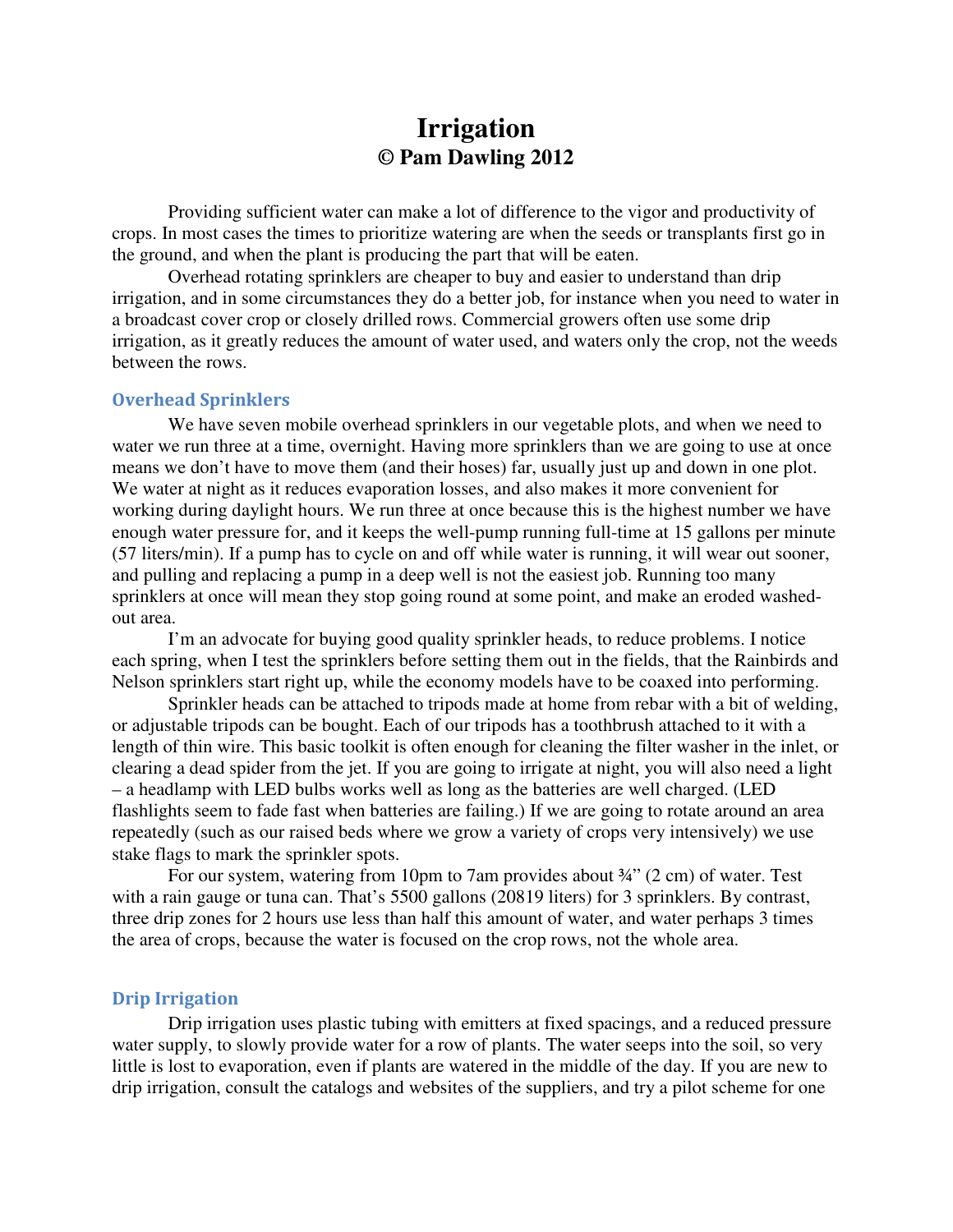# Irrigation
## © Pam Dawling 2012

Providing sufficient water can make a lot of difference to the vigor and productivity of crops. In most cases the times to prioritize watering are when the seeds or transplants first go in the ground, and when the plant is producing the part that will be eaten.

Overhead rotating sprinklers are cheaper to buy and easier to understand than drip irrigation, and in some circumstances they do a better job, for instance when you need to water in a broadcast cover crop or closely drilled rows. Commercial growers often use some drip irrigation, as it greatly reduces the amount of water used, and waters only the crop, not the weeds between the rows.

### Overhead Sprinklers

We have seven mobile overhead sprinklers in our vegetable plots, and when we need to water we run three at a time, overnight. Having more sprinklers than we are going to use at once means we don't have to move them (and their hoses) far, usually just up and down in one plot. We water at night as it reduces evaporation losses, and also makes it more convenient for working during daylight hours. We run three at once because this is the highest number we have enough water pressure for, and it keeps the well-pump running full-time at 15 gallons per minute (57 liters/min). If a pump has to cycle on and off while water is running, it will wear out sooner, and pulling and replacing a pump in a deep well is not the easiest job. Running too many sprinklers at once will mean they stop going round at some point, and make an eroded washed-out area.

I'm an advocate for buying good quality sprinkler heads, to reduce problems. I notice each spring, when I test the sprinklers before setting them out in the fields, that the Rainbirds and Nelson sprinklers start right up, while the economy models have to be coaxed into performing.

Sprinkler heads can be attached to tripods made at home from rebar with a bit of welding, or adjustable tripods can be bought. Each of our tripods has a toothbrush attached to it with a length of thin wire. This basic toolkit is often enough for cleaning the filter washer in the inlet, or clearing a dead spider from the jet. If you are going to irrigate at night, you will also need a light – a headlamp with LED bulbs works well as long as the batteries are well charged. (LED flashlights seem to fade fast when batteries are failing.) If we are going to rotate around an area repeatedly (such as our raised beds where we grow a variety of crops very intensively) we use stake flags to mark the sprinkler spots.

For our system, watering from 10pm to 7am provides about ¾" (2 cm) of water. Test with a rain gauge or tuna can. That's 5500 gallons (20819 liters) for 3 sprinklers. By contrast, three drip zones for 2 hours use less than half this amount of water, and water perhaps 3 times the area of crops, because the water is focused on the crop rows, not the whole area.

### Drip Irrigation

Drip irrigation uses plastic tubing with emitters at fixed spacings, and a reduced pressure water supply, to slowly provide water for a row of plants. The water seeps into the soil, so very little is lost to evaporation, even if plants are watered in the middle of the day. If you are new to drip irrigation, consult the catalogs and websites of the suppliers, and try a pilot scheme for one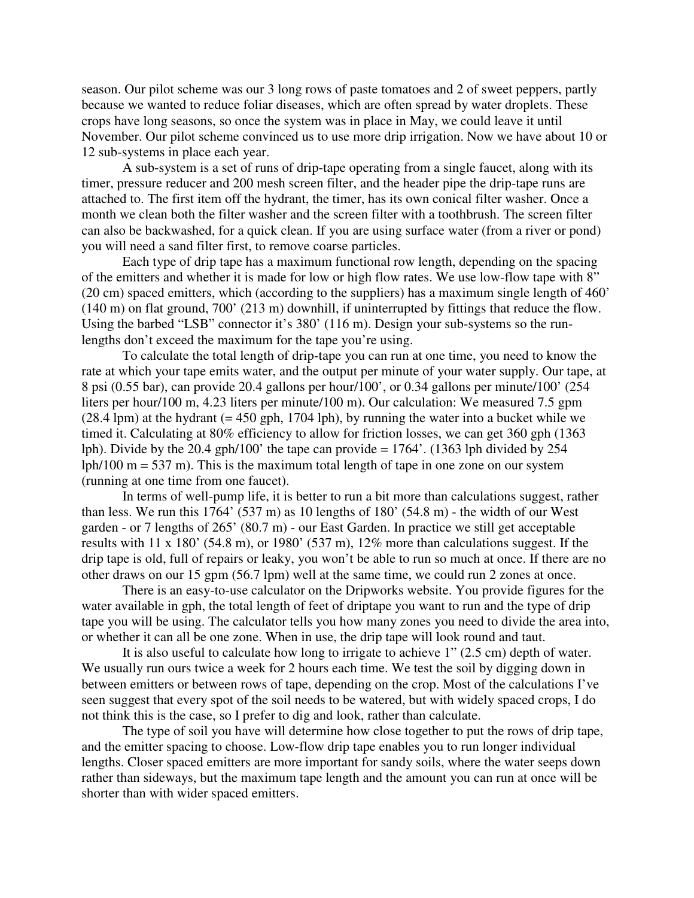season. Our pilot scheme was our 3 long rows of paste tomatoes and 2 of sweet peppers, partly because we wanted to reduce foliar diseases, which are often spread by water droplets. These crops have long seasons, so once the system was in place in May, we could leave it until November. Our pilot scheme convinced us to use more drip irrigation. Now we have about 10 or 12 sub-systems in place each year.

A sub-system is a set of runs of drip-tape operating from a single faucet, along with its timer, pressure reducer and 200 mesh screen filter, and the header pipe the drip-tape runs are attached to. The first item off the hydrant, the timer, has its own conical filter washer. Once a month we clean both the filter washer and the screen filter with a toothbrush. The screen filter can also be backwashed, for a quick clean. If you are using surface water (from a river or pond) you will need a sand filter first, to remove coarse particles.

Each type of drip tape has a maximum functional row length, depending on the spacing of the emitters and whether it is made for low or high flow rates. We use low-flow tape with 8" (20 cm) spaced emitters, which (according to the suppliers) has a maximum single length of 460' (140 m) on flat ground, 700' (213 m) downhill, if uninterrupted by fittings that reduce the flow. Using the barbed "LSB" connector it's 380' (116 m). Design your sub-systems so the run-lengths don't exceed the maximum for the tape you're using.

To calculate the total length of drip-tape you can run at one time, you need to know the rate at which your tape emits water, and the output per minute of your water supply. Our tape, at 8 psi (0.55 bar), can provide 20.4 gallons per hour/100', or 0.34 gallons per minute/100' (254 liters per hour/100 m, 4.23 liters per minute/100 m). Our calculation: We measured 7.5 gpm (28.4 lpm) at the hydrant (= 450 gph, 1704 lph), by running the water into a bucket while we timed it. Calculating at 80% efficiency to allow for friction losses, we can get 360 gph (1363 lph). Divide by the 20.4 gph/100' the tape can provide = 1764'. (1363 lph divided by 254 lph/100 m = 537 m). This is the maximum total length of tape in one zone on our system (running at one time from one faucet).

In terms of well-pump life, it is better to run a bit more than calculations suggest, rather than less. We run this 1764' (537 m) as 10 lengths of 180' (54.8 m) - the width of our West garden - or 7 lengths of 265' (80.7 m) - our East Garden. In practice we still get acceptable results with 11 x 180' (54.8 m), or 1980' (537 m), 12% more than calculations suggest. If the drip tape is old, full of repairs or leaky, you won't be able to run so much at once. If there are no other draws on our 15 gpm (56.7 lpm) well at the same time, we could run 2 zones at once.

There is an easy-to-use calculator on the Dripworks website. You provide figures for the water available in gph, the total length of feet of driptape you want to run and the type of drip tape you will be using. The calculator tells you how many zones you need to divide the area into, or whether it can all be one zone. When in use, the drip tape will look round and taut.

It is also useful to calculate how long to irrigate to achieve 1" (2.5 cm) depth of water. We usually run ours twice a week for 2 hours each time. We test the soil by digging down in between emitters or between rows of tape, depending on the crop. Most of the calculations I've seen suggest that every spot of the soil needs to be watered, but with widely spaced crops, I do not think this is the case, so I prefer to dig and look, rather than calculate.

The type of soil you have will determine how close together to put the rows of drip tape, and the emitter spacing to choose. Low-flow drip tape enables you to run longer individual lengths. Closer spaced emitters are more important for sandy soils, where the water seeps down rather than sideways, but the maximum tape length and the amount you can run at once will be shorter than with wider spaced emitters.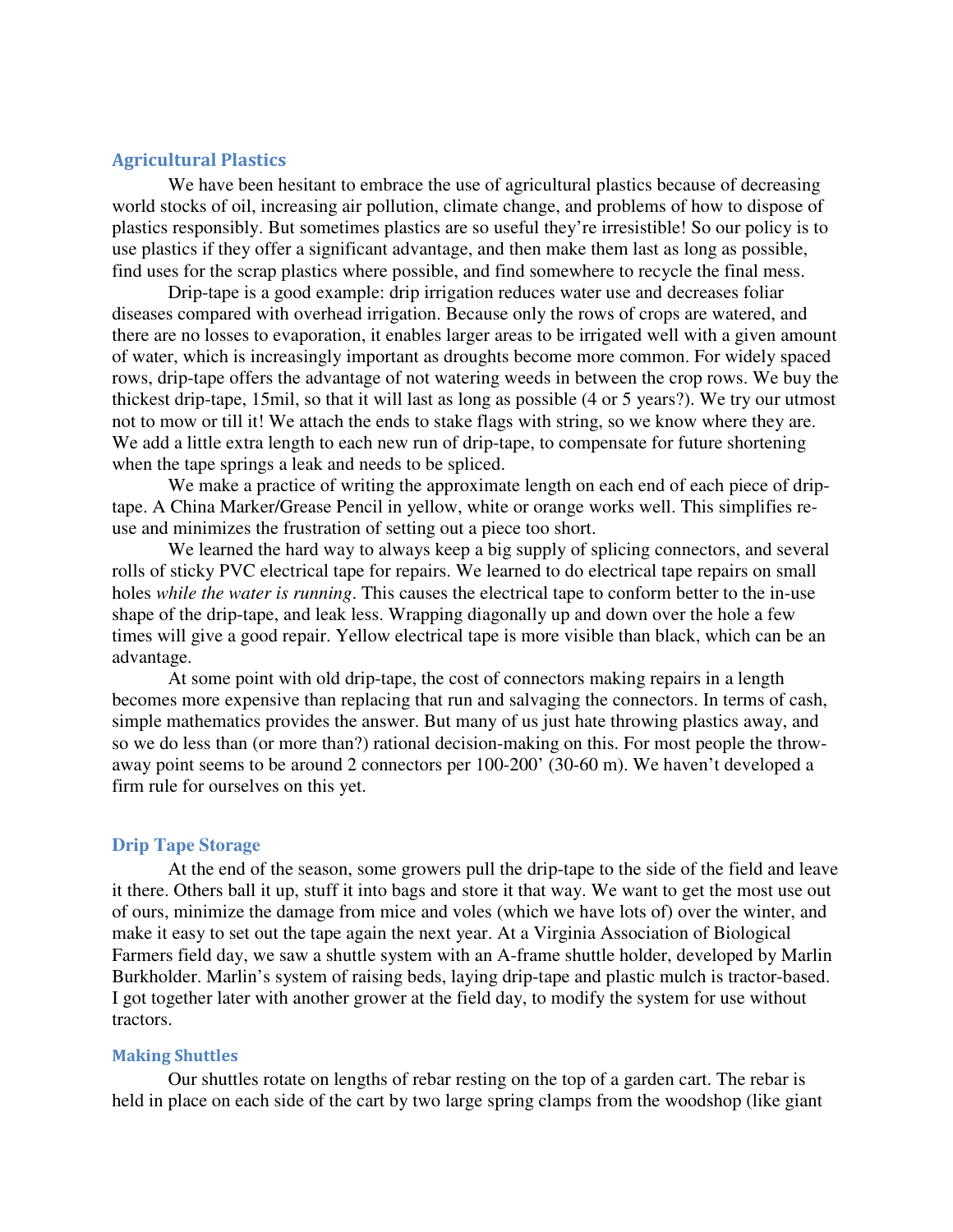## Agricultural Plastics

We have been hesitant to embrace the use of agricultural plastics because of decreasing world stocks of oil, increasing air pollution, climate change, and problems of how to dispose of plastics responsibly. But sometimes plastics are so useful they're irresistible! So our policy is to use plastics if they offer a significant advantage, and then make them last as long as possible, find uses for the scrap plastics where possible, and find somewhere to recycle the final mess.

Drip-tape is a good example: drip irrigation reduces water use and decreases foliar diseases compared with overhead irrigation. Because only the rows of crops are watered, and there are no losses to evaporation, it enables larger areas to be irrigated well with a given amount of water, which is increasingly important as droughts become more common. For widely spaced rows, drip-tape offers the advantage of not watering weeds in between the crop rows. We buy the thickest drip-tape, 15mil, so that it will last as long as possible (4 or 5 years?). We try our utmost not to mow or till it! We attach the ends to stake flags with string, so we know where they are. We add a little extra length to each new run of drip-tape, to compensate for future shortening when the tape springs a leak and needs to be spliced.

We make a practice of writing the approximate length on each end of each piece of drip-tape. A China Marker/Grease Pencil in yellow, white or orange works well. This simplifies re-use and minimizes the frustration of setting out a piece too short.

We learned the hard way to always keep a big supply of splicing connectors, and several rolls of sticky PVC electrical tape for repairs. We learned to do electrical tape repairs on small holes *while the water is running*. This causes the electrical tape to conform better to the in-use shape of the drip-tape, and leak less. Wrapping diagonally up and down over the hole a few times will give a good repair. Yellow electrical tape is more visible than black, which can be an advantage.

At some point with old drip-tape, the cost of connectors making repairs in a length becomes more expensive than replacing that run and salvaging the connectors. In terms of cash, simple mathematics provides the answer. But many of us just hate throwing plastics away, and so we do less than (or more than?) rational decision-making on this. For most people the throw-away point seems to be around 2 connectors per 100-200' (30-60 m). We haven't developed a firm rule for ourselves on this yet.

## Drip Tape Storage

At the end of the season, some growers pull the drip-tape to the side of the field and leave it there. Others ball it up, stuff it into bags and store it that way. We want to get the most use out of ours, minimize the damage from mice and voles (which we have lots of) over the winter, and make it easy to set out the tape again the next year. At a Virginia Association of Biological Farmers field day, we saw a shuttle system with an A-frame shuttle holder, developed by Marlin Burkholder. Marlin's system of raising beds, laying drip-tape and plastic mulch is tractor-based. I got together later with another grower at the field day, to modify the system for use without tractors.

## Making Shuttles

Our shuttles rotate on lengths of rebar resting on the top of a garden cart. The rebar is held in place on each side of the cart by two large spring clamps from the woodshop (like giant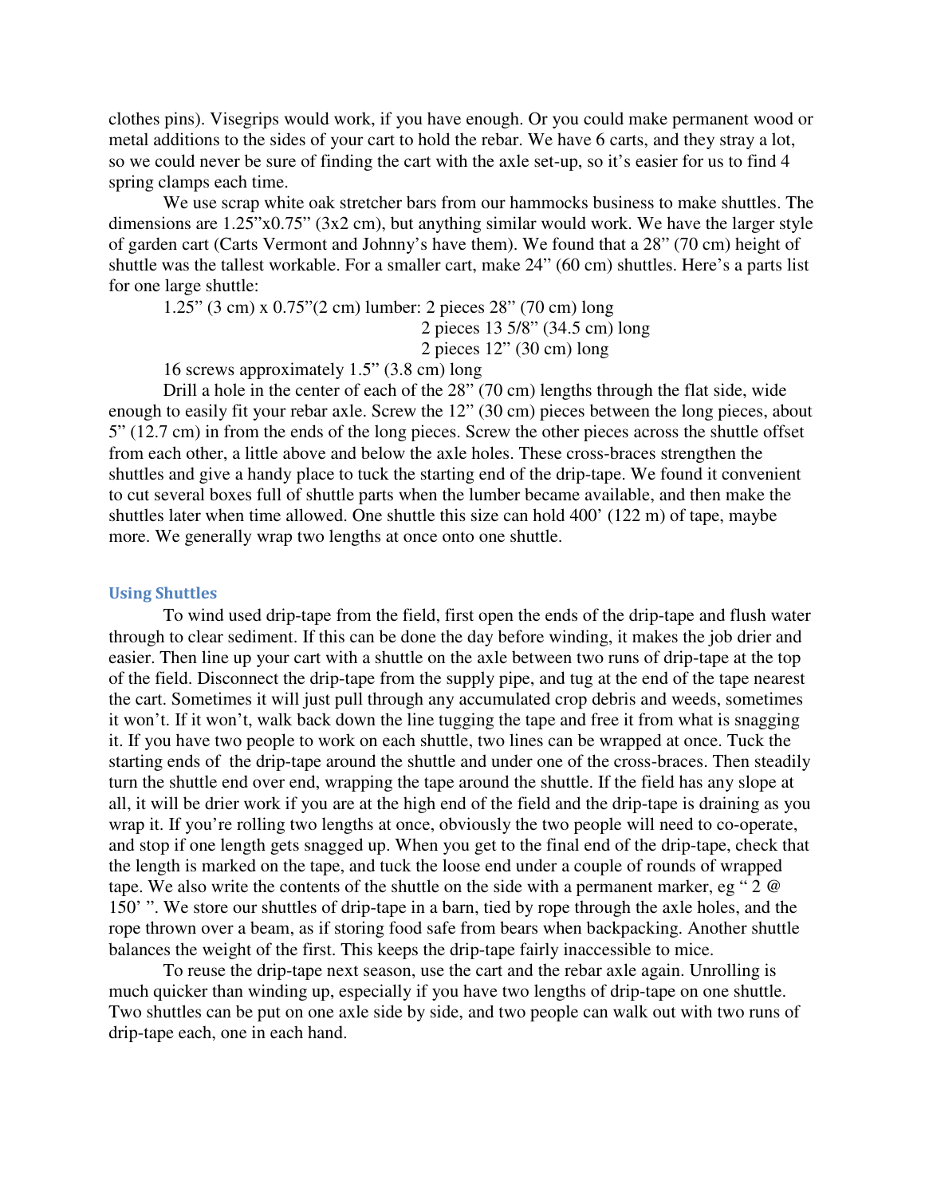clothes pins). Visegrips would work, if you have enough. Or you could make permanent wood or metal additions to the sides of your cart to hold the rebar. We have 6 carts, and they stray a lot, so we could never be sure of finding the cart with the axle set-up, so it's easier for us to find 4 spring clamps each time.

We use scrap white oak stretcher bars from our hammocks business to make shuttles. The dimensions are 1.25"x0.75" (3x2 cm), but anything similar would work. We have the larger style of garden cart (Carts Vermont and Johnny's have them). We found that a 28" (70 cm) height of shuttle was the tallest workable. For a smaller cart, make 24" (60 cm) shuttles. Here's a parts list for one large shuttle:

1.25" (3 cm) x 0.75"(2 cm) lumber: 2 pieces 28" (70 cm) long
2 pieces 13 5/8" (34.5 cm) long
2 pieces 12" (30 cm) long

16 screws approximately 1.5" (3.8 cm) long

Drill a hole in the center of each of the 28" (70 cm) lengths through the flat side, wide enough to easily fit your rebar axle. Screw the 12" (30 cm) pieces between the long pieces, about 5" (12.7 cm) in from the ends of the long pieces. Screw the other pieces across the shuttle offset from each other, a little above and below the axle holes. These cross-braces strengthen the shuttles and give a handy place to tuck the starting end of the drip-tape. We found it convenient to cut several boxes full of shuttle parts when the lumber became available, and then make the shuttles later when time allowed. One shuttle this size can hold 400' (122 m) of tape, maybe more. We generally wrap two lengths at once onto one shuttle.

### Using Shuttles

To wind used drip-tape from the field, first open the ends of the drip-tape and flush water through to clear sediment. If this can be done the day before winding, it makes the job drier and easier. Then line up your cart with a shuttle on the axle between two runs of drip-tape at the top of the field. Disconnect the drip-tape from the supply pipe, and tug at the end of the tape nearest the cart. Sometimes it will just pull through any accumulated crop debris and weeds, sometimes it won't. If it won't, walk back down the line tugging the tape and free it from what is snagging it. If you have two people to work on each shuttle, two lines can be wrapped at once. Tuck the starting ends of the drip-tape around the shuttle and under one of the cross-braces. Then steadily turn the shuttle end over end, wrapping the tape around the shuttle. If the field has any slope at all, it will be drier work if you are at the high end of the field and the drip-tape is draining as you wrap it. If you're rolling two lengths at once, obviously the two people will need to co-operate, and stop if one length gets snagged up. When you get to the final end of the drip-tape, check that the length is marked on the tape, and tuck the loose end under a couple of rounds of wrapped tape. We also write the contents of the shuttle on the side with a permanent marker, eg " 2 @ 150' ". We store our shuttles of drip-tape in a barn, tied by rope through the axle holes, and the rope thrown over a beam, as if storing food safe from bears when backpacking. Another shuttle balances the weight of the first. This keeps the drip-tape fairly inaccessible to mice.

To reuse the drip-tape next season, use the cart and the rebar axle again. Unrolling is much quicker than winding up, especially if you have two lengths of drip-tape on one shuttle. Two shuttles can be put on one axle side by side, and two people can walk out with two runs of drip-tape each, one in each hand.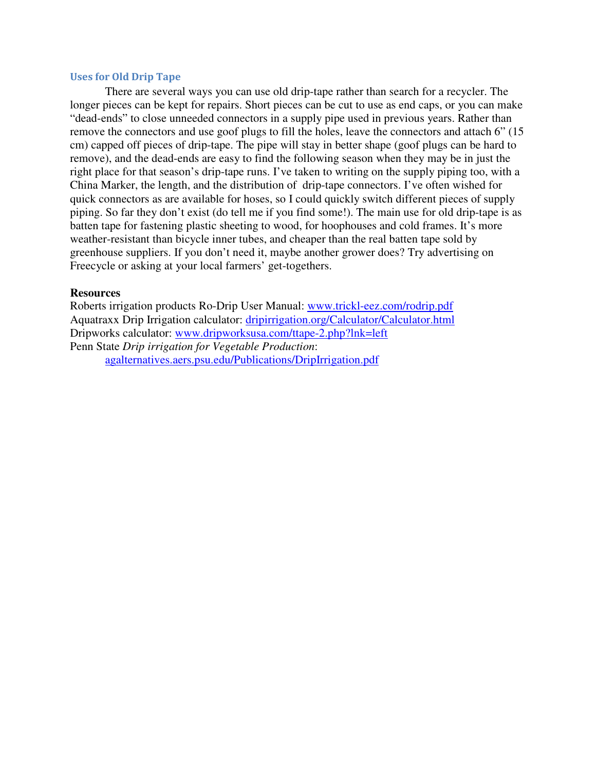### Uses for Old Drip Tape

There are several ways you can use old drip-tape rather than search for a recycler. The longer pieces can be kept for repairs. Short pieces can be cut to use as end caps, or you can make "dead-ends" to close unneeded connectors in a supply pipe used in previous years. Rather than remove the connectors and use goof plugs to fill the holes, leave the connectors and attach 6" (15 cm) capped off pieces of drip-tape. The pipe will stay in better shape (goof plugs can be hard to remove), and the dead-ends are easy to find the following season when they may be in just the right place for that season's drip-tape runs. I've taken to writing on the supply piping too, with a China Marker, the length, and the distribution of drip-tape connectors. I've often wished for quick connectors as are available for hoses, so I could quickly switch different pieces of supply piping. So far they don't exist (do tell me if you find some!). The main use for old drip-tape is as batten tape for fastening plastic sheeting to wood, for hoophouses and cold frames. It's more weather-resistant than bicycle inner tubes, and cheaper than the real batten tape sold by greenhouse suppliers. If you don't need it, maybe another grower does? Try advertising on Freecycle or asking at your local farmers' get-togethers.

**Resources**

Roberts irrigation products Ro-Drip User Manual: [www.trickl-eez.com/rodrip.pdf](http://www.trickl-eez.com/rodrip.pdf)
Aquatraxx Drip Irrigation calculator: [dripirrigation.org/Calculator/Calculator.html](http://dripirrigation.org/Calculator/Calculator.html)
Dripworks calculator: [www.dripworksusa.com/ttape-2.php?lnk=left](http://www.dripworksusa.com/ttape-2.php?lnk=left)
Penn State *Drip irrigation for Vegetable Production*:
[agalternatives.aers.psu.edu/Publications/DripIrrigation.pdf](http://agalternatives.aers.psu.edu/Publications/DripIrrigation.pdf)